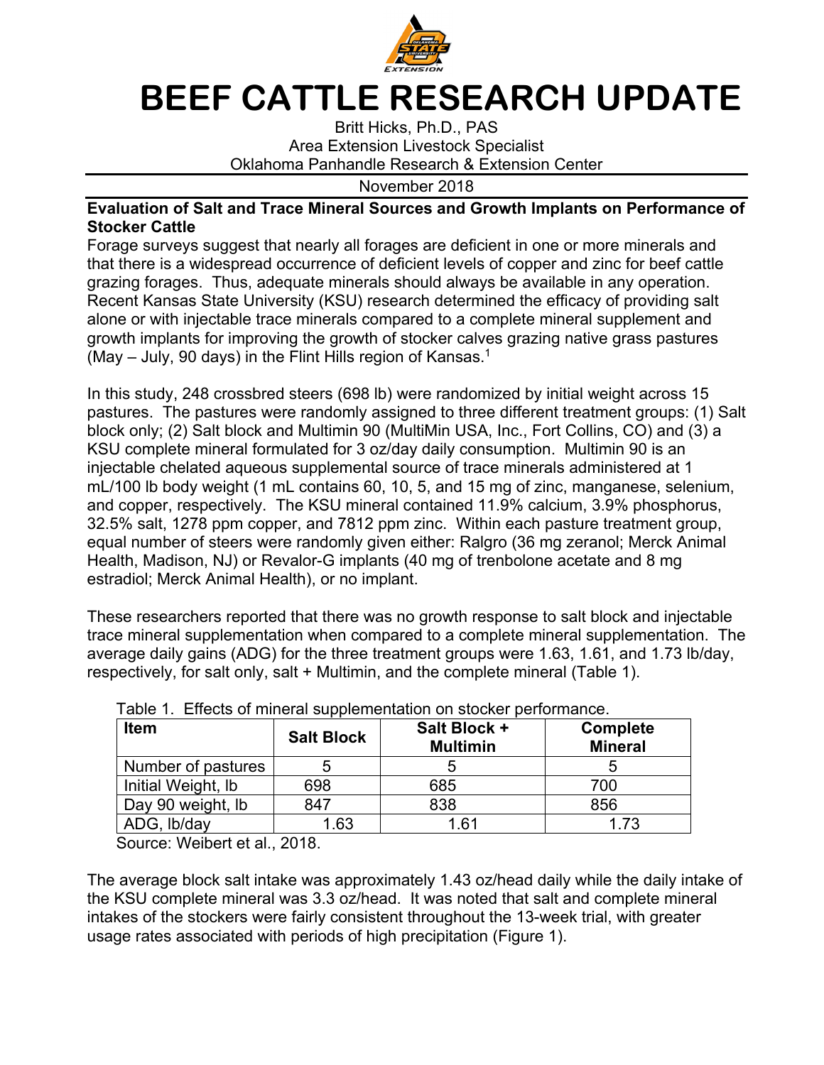# BEEF CATTLE RESEARCH UPDATE

Britt Hicks, Ph.D., PAS
Area Extension Livestock Specialist
Oklahoma Panhandle Research & Extension Center

November 2018

## Evaluation of Salt and Trace Mineral Sources and Growth Implants on Performance of Stocker Cattle

Forage surveys suggest that nearly all forages are deficient in one or more minerals and that there is a widespread occurrence of deficient levels of copper and zinc for beef cattle grazing forages. Thus, adequate minerals should always be available in any operation. Recent Kansas State University (KSU) research determined the efficacy of providing salt alone or with injectable trace minerals compared to a complete mineral supplement and growth implants for improving the growth of stocker calves grazing native grass pastures (May – July, 90 days) in the Flint Hills region of Kansas.[1]

In this study, 248 crossbred steers (698 lb) were randomized by initial weight across 15 pastures. The pastures were randomly assigned to three different treatment groups: (1) Salt block only; (2) Salt block and Multimin 90 (MultiMin USA, Inc., Fort Collins, CO) and (3) a KSU complete mineral formulated for 3 oz/day daily consumption. Multimin 90 is an injectable chelated aqueous supplemental source of trace minerals administered at 1 mL/100 lb body weight (1 mL contains 60, 10, 5, and 15 mg of zinc, manganese, selenium, and copper, respectively. The KSU mineral contained 11.9% calcium, 3.9% phosphorus, 32.5% salt, 1278 ppm copper, and 7812 ppm zinc. Within each pasture treatment group, equal number of steers were randomly given either: Ralgro (36 mg zeranol; Merck Animal Health, Madison, NJ) or Revalor-G implants (40 mg of trenbolone acetate and 8 mg estradiol; Merck Animal Health), or no implant.

These researchers reported that there was no growth response to salt block and injectable trace mineral supplementation when compared to a complete mineral supplementation. The average daily gains (ADG) for the three treatment groups were 1.63, 1.61, and 1.73 lb/day, respectively, for salt only, salt + Multimin, and the complete mineral (Table 1).

Table 1. Effects of mineral supplementation on stocker performance.

| Item | Salt Block | Salt Block + Multimin | Complete Mineral |
|---|---|---|---|
| Number of pastures | 5 | 5 | 5 |
| Initial Weight, lb | 698 | 685 | 700 |
| Day 90 weight, lb | 847 | 838 | 856 |
| ADG, lb/day | 1.63 | 1.61 | 1.73 |

Source: Weibert et al., 2018.

The average block salt intake was approximately 1.43 oz/head daily while the daily intake of the KSU complete mineral was 3.3 oz/head. It was noted that salt and complete mineral intakes of the stockers were fairly consistent throughout the 13-week trial, with greater usage rates associated with periods of high precipitation (Figure 1).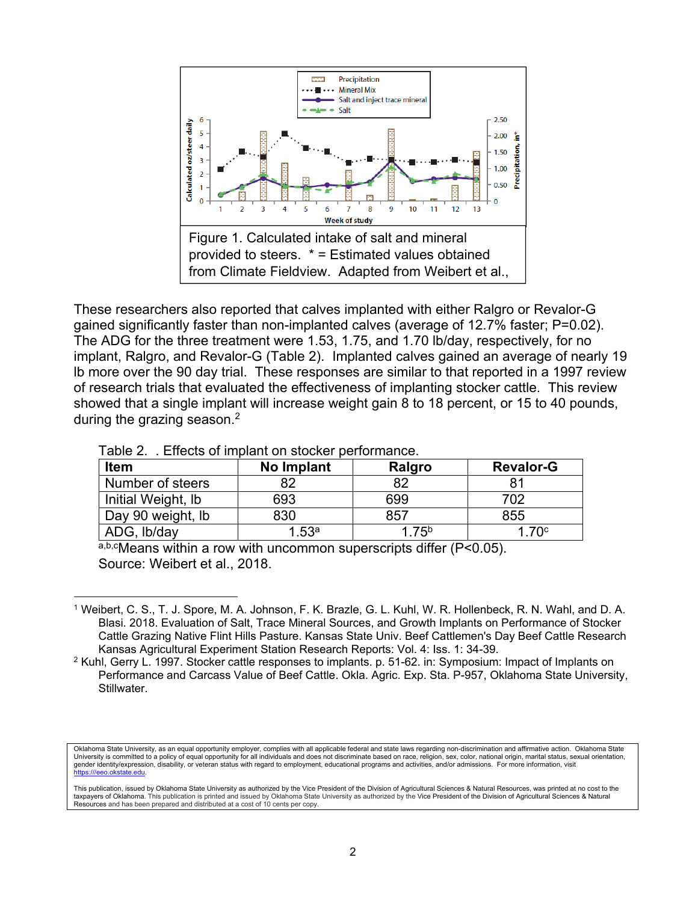Precipitation

Mineral Mix

Salt and inject trace mineral

Salt

Calculated oz/steer daily

6
5
4
3
2
1
0

Precipitation, in*

2.50
2.00
1.50
1.00
0.50
0

1 2 3 4 5 6 7 8 9 10 11 12 13

Week of study

Figure 1. Calculated intake of salt and mineral provided to steers. * = Estimated values obtained from Climate Fieldview. Adapted from Weibert et al.,

These researchers also reported that calves implanted with either Ralgro or Revalor-G gained significantly faster than non-implanted calves (average of 12.7% faster; P=0.02). The ADG for the three treatment were 1.53, 1.75, and 1.70 lb/day, respectively, for no implant, Ralgro, and Revalor-G (Table 2). Implanted calves gained an average of nearly 19 lb more over the 90 day trial. These responses are similar to that reported in a 1997 review of research trials that evaluated the effectiveness of implanting stocker cattle. This review showed that a single implant will increase weight gain 8 to 18 percent, or 15 to 40 pounds, during the grazing season.[2]

Table 2. . Effects of implant on stocker performance.

| Item | No Implant | Ralgro | Revalor-G |
|---|---|---|---|
| Number of steers | 82 | 82 | 81 |
| Initial Weight, lb | 693 | 699 | 702 |
| Day 90 weight, lb | 830 | 857 | 855 |
| ADG, lb/day | 1.53[a] | 1.75[b] | 1.70[c] |

[a,b,c]Means within a row with uncommon superscripts differ (P<0.05).
Source: Weibert et al., 2018.

[1] Weibert, C. S., T. J. Spore, M. A. Johnson, F. K. Brazle, G. L. Kuhl, W. R. Hollenbeck, R. N. Wahl, and D. A. Blasi. 2018. Evaluation of Salt, Trace Mineral Sources, and Growth Implants on Performance of Stocker Cattle Grazing Native Flint Hills Pasture. Kansas State Univ. Beef Cattlemen's Day Beef Cattle Research Kansas Agricultural Experiment Station Research Reports: Vol. 4: Iss. 1: 34-39.

[2] Kuhl, Gerry L. 1997. Stocker cattle responses to implants. p. 51-62. in: Symposium: Impact of Implants on Performance and Carcass Value of Beef Cattle. Okla. Agric. Exp. Sta. P-957, Oklahoma State University, Stillwater.

Oklahoma State University, as an equal opportunity employer, complies with all applicable federal and state laws regarding non-discrimination and affirmative action. Oklahoma State University is committed to a policy of equal opportunity for all individuals and does not discriminate based on race, religion, sex, color, national origin, marital status, sexual orientation, gender identity/expression, disability, or veteran status with regard to employment, educational programs and activities, and/or admissions. For more information, visit https:///eeo.okstate.edu.

This publication, issued by Oklahoma State University as authorized by the Vice President of the Division of Agricultural Sciences & Natural Resources, was printed at no cost to the taxpayers of Oklahoma. This publication is printed and issued by Oklahoma State University as authorized by the Vice President of the Division of Agricultural Sciences & Natural Resources and has been prepared and distributed at a cost of 10 cents per copy.